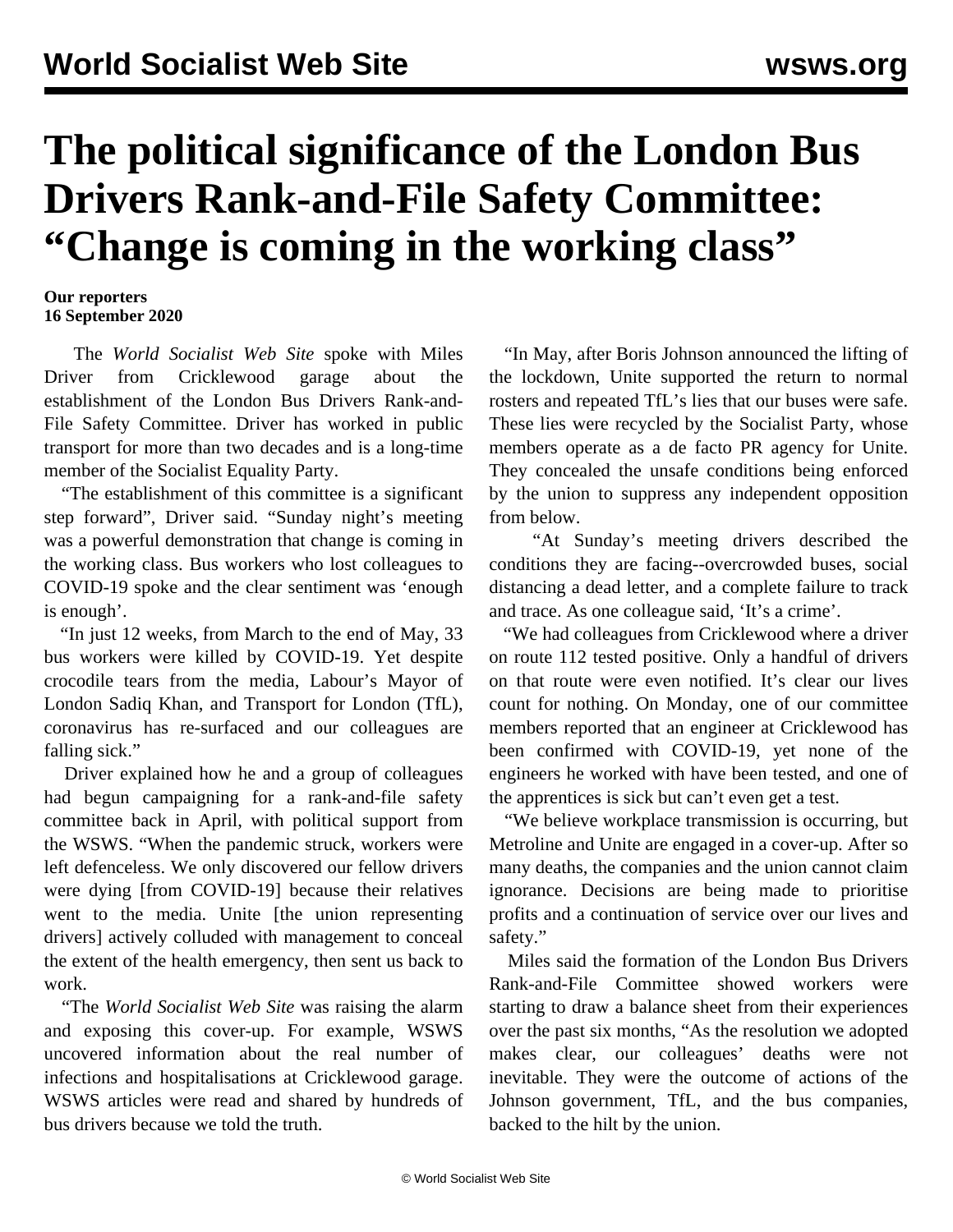# The political significance of the London Bus Drivers Rank-and-File Safety Committee: "Change is coming in the working class"

**Our reporters**
**16 September 2020**

The *World Socialist Web Site* spoke with Miles Driver from Cricklewood garage about the establishment of the London Bus Drivers Rank-and-File Safety Committee. Driver has worked in public transport for more than two decades and is a long-time member of the Socialist Equality Party.

"The establishment of this committee is a significant step forward", Driver said. "Sunday night's meeting was a powerful demonstration that change is coming in the working class. Bus workers who lost colleagues to COVID-19 spoke and the clear sentiment was 'enough is enough'.

"In just 12 weeks, from March to the end of May, 33 bus workers were killed by COVID-19. Yet despite crocodile tears from the media, Labour's Mayor of London Sadiq Khan, and Transport for London (TfL), coronavirus has re-surfaced and our colleagues are falling sick."

Driver explained how he and a group of colleagues had begun campaigning for a rank-and-file safety committee back in April, with political support from the WSWS. "When the pandemic struck, workers were left defenceless. We only discovered our fellow drivers were dying [from COVID-19] because their relatives went to the media. Unite [the union representing drivers] actively colluded with management to conceal the extent of the health emergency, then sent us back to work.

"The *World Socialist Web Site* was raising the alarm and exposing this cover-up. For example, WSWS uncovered information about the real number of infections and hospitalisations at Cricklewood garage. WSWS articles were read and shared by hundreds of bus drivers because we told the truth.

"In May, after Boris Johnson announced the lifting of the lockdown, Unite supported the return to normal rosters and repeated TfL's lies that our buses were safe. These lies were recycled by the Socialist Party, whose members operate as a de facto PR agency for Unite. They concealed the unsafe conditions being enforced by the union to suppress any independent opposition from below.

"At Sunday's meeting drivers described the conditions they are facing--overcrowded buses, social distancing a dead letter, and a complete failure to track and trace. As one colleague said, 'It's a crime'.

"We had colleagues from Cricklewood where a driver on route 112 tested positive. Only a handful of drivers on that route were even notified. It's clear our lives count for nothing. On Monday, one of our committee members reported that an engineer at Cricklewood has been confirmed with COVID-19, yet none of the engineers he worked with have been tested, and one of the apprentices is sick but can't even get a test.

"We believe workplace transmission is occurring, but Metroline and Unite are engaged in a cover-up. After so many deaths, the companies and the union cannot claim ignorance. Decisions are being made to prioritise profits and a continuation of service over our lives and safety."

Miles said the formation of the London Bus Drivers Rank-and-File Committee showed workers were starting to draw a balance sheet from their experiences over the past six months, "As the resolution we adopted makes clear, our colleagues' deaths were not inevitable. They were the outcome of actions of the Johnson government, TfL, and the bus companies, backed to the hilt by the union.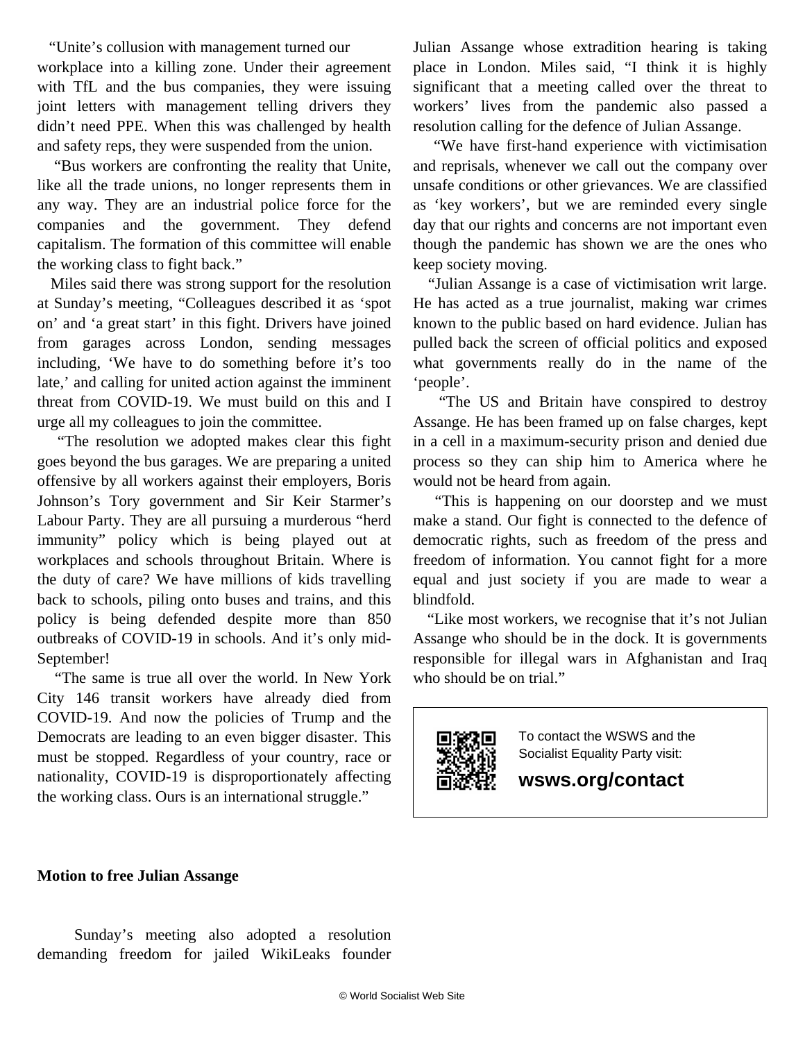"Unite's collusion with management turned our workplace into a killing zone. Under their agreement with TfL and the bus companies, they were issuing joint letters with management telling drivers they didn't need PPE. When this was challenged by health and safety reps, they were suspended from the union.

"Bus workers are confronting the reality that Unite, like all the trade unions, no longer represents them in any way. They are an industrial police force for the companies and the government. They defend capitalism. The formation of this committee will enable the working class to fight back."

Miles said there was strong support for the resolution at Sunday's meeting, "Colleagues described it as 'spot on' and 'a great start' in this fight. Drivers have joined from garages across London, sending messages including, 'We have to do something before it's too late,' and calling for united action against the imminent threat from COVID-19. We must build on this and I urge all my colleagues to join the committee.

"The resolution we adopted makes clear this fight goes beyond the bus garages. We are preparing a united offensive by all workers against their employers, Boris Johnson's Tory government and Sir Keir Starmer's Labour Party. They are all pursuing a murderous "herd immunity" policy which is being played out at workplaces and schools throughout Britain. Where is the duty of care? We have millions of kids travelling back to schools, piling onto buses and trains, and this policy is being defended despite more than 850 outbreaks of COVID-19 in schools. And it's only mid-September!

"The same is true all over the world. In New York City 146 transit workers have already died from COVID-19. And now the policies of Trump and the Democrats are leading to an even bigger disaster. This must be stopped. Regardless of your country, race or nationality, COVID-19 is disproportionately affecting the working class. Ours is an international struggle."

**Motion to free Julian Assange**

Sunday's meeting also adopted a resolution demanding freedom for jailed WikiLeaks founder Julian Assange whose extradition hearing is taking place in London. Miles said, "I think it is highly significant that a meeting called over the threat to workers' lives from the pandemic also passed a resolution calling for the defence of Julian Assange.

"We have first-hand experience with victimisation and reprisals, whenever we call out the company over unsafe conditions or other grievances. We are classified as 'key workers', but we are reminded every single day that our rights and concerns are not important even though the pandemic has shown we are the ones who keep society moving.

"Julian Assange is a case of victimisation writ large. He has acted as a true journalist, making war crimes known to the public based on hard evidence. Julian has pulled back the screen of official politics and exposed what governments really do in the name of the 'people'.

"The US and Britain have conspired to destroy Assange. He has been framed up on false charges, kept in a cell in a maximum-security prison and denied due process so they can ship him to America where he would not be heard from again.

"This is happening on our doorstep and we must make a stand. Our fight is connected to the defence of democratic rights, such as freedom of the press and freedom of information. You cannot fight for a more equal and just society if you are made to wear a blindfold.

"Like most workers, we recognise that it's not Julian Assange who should be in the dock. It is governments responsible for illegal wars in Afghanistan and Iraq who should be on trial."

To contact the WSWS and the Socialist Equality Party visit:

**wsws.org/contact**